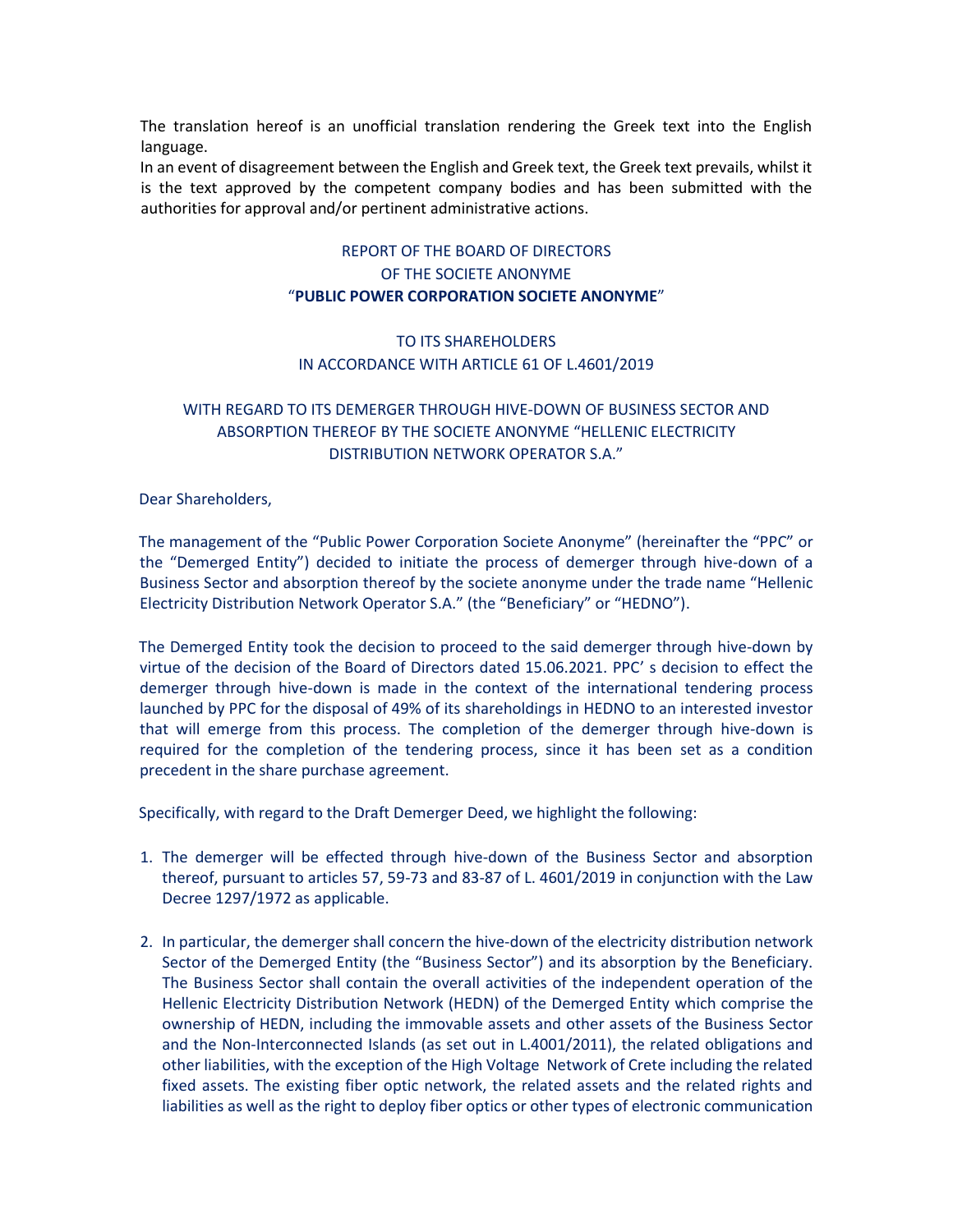The translation hereof is an unofficial translation rendering the Greek text into the English language.

In an event of disagreement between the English and Greek text, the Greek text prevails, whilst it is the text approved by the competent company bodies and has been submitted with the authorities for approval and/or pertinent administrative actions.

# REPORT OF THE BOARD OF DIRECTORS OF THE SOCIETE ANONYME "**PUBLIC POWER CORPORATION SOCIETE ANONYME**"

## TO ITS SHAREHOLDERS IN ACCORDANCE WITH ARTICLE 61 OF L.4601/2019

## WITH REGARD TO ITS DEMERGER THROUGH HIVE-DOWN OF BUSINESS SECTOR AND ABSORPTION THEREOF BY THE SOCIETE ANONYME "HELLENIC ELECTRICITY DISTRIBUTION NETWORK OPERATOR S.A."

Dear Shareholders,

The management of the "Public Power Corporation Societe Anonyme" (hereinafter the "PPC" or the "Demerged Entity") decided to initiate the process of demerger through hive-down of a Business Sector and absorption thereof by the societe anonyme under the trade name "Hellenic Electricity Distribution Network Operator S.A." (the "Beneficiary" or "HEDNO").

The Demerged Entity took the decision to proceed to the said demerger through hive-down by virtue of the decision of the Board of Directors dated 15.06.2021. PPC' s decision to effect the demerger through hive-down is made in the context of the international tendering process launched by PPC for the disposal of 49% of its shareholdings in HEDNO to an interested investor that will emerge from this process. The completion of the demerger through hive-down is required for the completion of the tendering process, since it has been set as a condition precedent in the share purchase agreement.

Specifically, with regard to the Draft Demerger Deed, we highlight the following:

1. The demerger will be effected through hive-down of the Business Sector and absorption thereof, pursuant to articles 57, 59-73 and 83-87 of L. 4601/2019 in conjunction with the Law Decree 1297/1972 as applicable.
2. In particular, the demerger shall concern the hive-down of the electricity distribution network Sector of the Demerged Entity (the "Business Sector") and its absorption by the Beneficiary. The Business Sector shall contain the overall activities of the independent operation of the Hellenic Electricity Distribution Network (HEDN) of the Demerged Entity which comprise the ownership of HEDN, including the immovable assets and other assets of the Business Sector and the Non-Interconnected Islands (as set out in L.4001/2011), the related obligations and other liabilities, with the exception of the High Voltage Network of Crete including the related fixed assets. The existing fiber optic network, the related assets and the related rights and liabilities as well as the right to deploy fiber optics or other types of electronic communication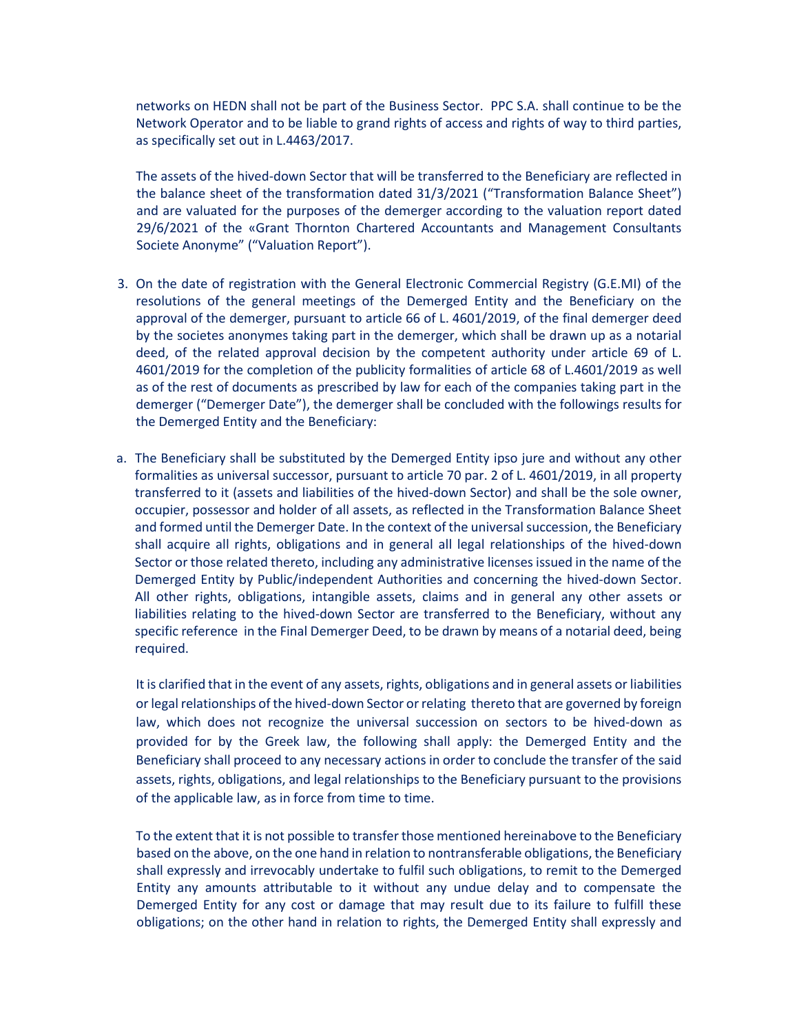networks on HEDN shall not be part of the Business Sector. PPC S.A. shall continue to be the Network Operator and to be liable to grand rights of access and rights of way to third parties, as specifically set out in L.4463/2017.

The assets of the hived-down Sector that will be transferred to the Beneficiary are reflected in the balance sheet of the transformation dated 31/3/2021 ("Transformation Balance Sheet") and are valuated for the purposes of the demerger according to the valuation report dated 29/6/2021 of the «Grant Thornton Chartered Accountants and Management Consultants Societe Anonyme" ("Valuation Report").

3. On the date of registration with the General Electronic Commercial Registry (G.E.MI) of the resolutions of the general meetings of the Demerged Entity and the Beneficiary on the approval of the demerger, pursuant to article 66 of L. 4601/2019, of the final demerger deed by the societes anonymes taking part in the demerger, which shall be drawn up as a notarial deed, of the related approval decision by the competent authority under article 69 of L. 4601/2019 for the completion of the publicity formalities of article 68 of L.4601/2019 as well as of the rest of documents as prescribed by law for each of the companies taking part in the demerger ("Demerger Date"), the demerger shall be concluded with the followings results for the Demerged Entity and the Beneficiary:

a. The Beneficiary shall be substituted by the Demerged Entity ipso jure and without any other formalities as universal successor, pursuant to article 70 par. 2 of L. 4601/2019, in all property transferred to it (assets and liabilities of the hived-down Sector) and shall be the sole owner, occupier, possessor and holder of all assets, as reflected in the Transformation Balance Sheet and formed until the Demerger Date. In the context of the universal succession, the Beneficiary shall acquire all rights, obligations and in general all legal relationships of the hived-down Sector or those related thereto, including any administrative licenses issued in the name of the Demerged Entity by Public/independent Authorities and concerning the hived-down Sector. All other rights, obligations, intangible assets, claims and in general any other assets or liabilities relating to the hived-down Sector are transferred to the Beneficiary, without any specific reference in the Final Demerger Deed, to be drawn by means of a notarial deed, being required.

   It is clarified that in the event of any assets, rights, obligations and in general assets or liabilities or legal relationships of the hived-down Sector or relating thereto that are governed by foreign law, which does not recognize the universal succession on sectors to be hived-down as provided for by the Greek law, the following shall apply: the Demerged Entity and the Beneficiary shall proceed to any necessary actions in order to conclude the transfer of the said assets, rights, obligations, and legal relationships to the Beneficiary pursuant to the provisions of the applicable law, as in force from time to time.

   To the extent that it is not possible to transfer those mentioned hereinabove to the Beneficiary based on the above, on the one hand in relation to nontransferable obligations, the Beneficiary shall expressly and irrevocably undertake to fulfil such obligations, to remit to the Demerged Entity any amounts attributable to it without any undue delay and to compensate the Demerged Entity for any cost or damage that may result due to its failure to fulfill these obligations; on the other hand in relation to rights, the Demerged Entity shall expressly and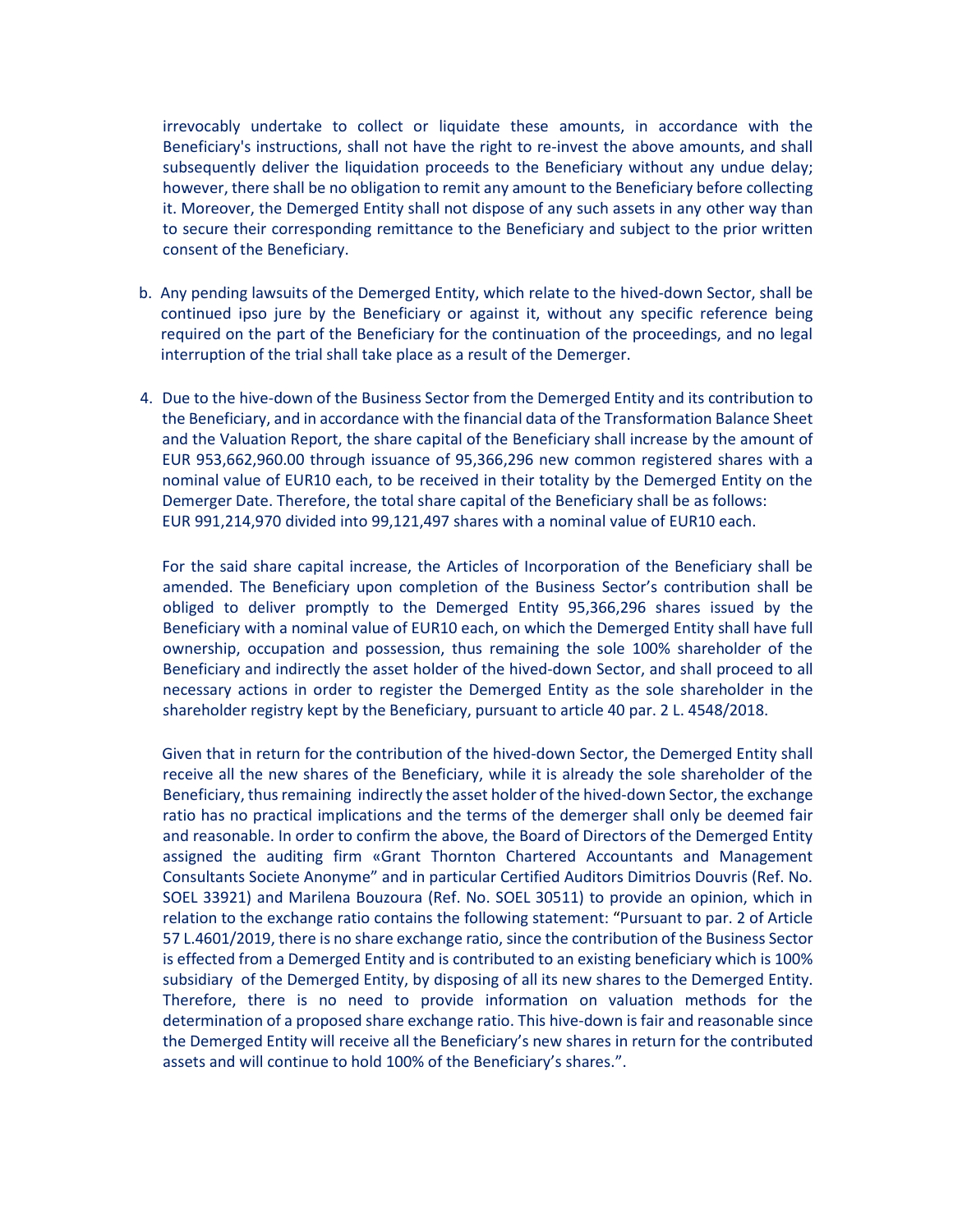irrevocably undertake to collect or liquidate these amounts, in accordance with the Beneficiary's instructions, shall not have the right to re-invest the above amounts, and shall subsequently deliver the liquidation proceeds to the Beneficiary without any undue delay; however, there shall be no obligation to remit any amount to the Beneficiary before collecting it. Moreover, the Demerged Entity shall not dispose of any such assets in any other way than to secure their corresponding remittance to the Beneficiary and subject to the prior written consent of the Beneficiary.

b. Any pending lawsuits of the Demerged Entity, which relate to the hived-down Sector, shall be continued ipso jure by the Beneficiary or against it, without any specific reference being required on the part of the Beneficiary for the continuation of the proceedings, and no legal interruption of the trial shall take place as a result of the Demerger.

4. Due to the hive-down of the Business Sector from the Demerged Entity and its contribution to the Beneficiary, and in accordance with the financial data of the Transformation Balance Sheet and the Valuation Report, the share capital of the Beneficiary shall increase by the amount of EUR 953,662,960.00 through issuance of 95,366,296 new common registered shares with a nominal value of EUR10 each, to be received in their totality by the Demerged Entity on the Demerger Date. Therefore, the total share capital of the Beneficiary shall be as follows: EUR 991,214,970 divided into 99,121,497 shares with a nominal value of EUR10 each.

   For the said share capital increase, the Articles of Incorporation of the Beneficiary shall be amended. The Beneficiary upon completion of the Business Sector's contribution shall be obliged to deliver promptly to the Demerged Entity 95,366,296 shares issued by the Beneficiary with a nominal value of EUR10 each, on which the Demerged Entity shall have full ownership, occupation and possession, thus remaining the sole 100% shareholder of the Beneficiary and indirectly the asset holder of the hived-down Sector, and shall proceed to all necessary actions in order to register the Demerged Entity as the sole shareholder in the shareholder registry kept by the Beneficiary, pursuant to article 40 par. 2 L. 4548/2018.

   Given that in return for the contribution of the hived-down Sector, the Demerged Entity shall receive all the new shares of the Beneficiary, while it is already the sole shareholder of the Beneficiary, thus remaining indirectly the asset holder of the hived-down Sector, the exchange ratio has no practical implications and the terms of the demerger shall only be deemed fair and reasonable. In order to confirm the above, the Board of Directors of the Demerged Entity assigned the auditing firm «Grant Thornton Chartered Accountants and Management Consultants Societe Anonyme" and in particular Certified Auditors Dimitrios Douvris (Ref. No. SOEL 33921) and Marilena Bouzoura (Ref. No. SOEL 30511) to provide an opinion, which in relation to the exchange ratio contains the following statement: "Pursuant to par. 2 of Article 57 L.4601/2019, there is no share exchange ratio, since the contribution of the Business Sector is effected from a Demerged Entity and is contributed to an existing beneficiary which is 100% subsidiary of the Demerged Entity, by disposing of all its new shares to the Demerged Entity. Therefore, there is no need to provide information on valuation methods for the determination of a proposed share exchange ratio. This hive-down is fair and reasonable since the Demerged Entity will receive all the Beneficiary's new shares in return for the contributed assets and will continue to hold 100% of the Beneficiary's shares.".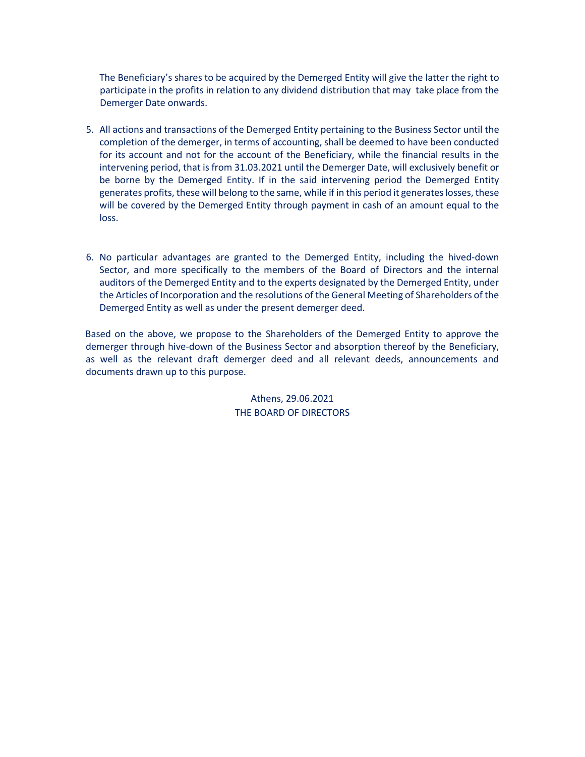The Beneficiary's shares to be acquired by the Demerged Entity will give the latter the right to participate in the profits in relation to any dividend distribution that may take place from the Demerger Date onwards.

5. All actions and transactions of the Demerged Entity pertaining to the Business Sector until the completion of the demerger, in terms of accounting, shall be deemed to have been conducted for its account and not for the account of the Beneficiary, while the financial results in the intervening period, that is from 31.03.2021 until the Demerger Date, will exclusively benefit or be borne by the Demerged Entity. If in the said intervening period the Demerged Entity generates profits, these will belong to the same, while if in this period it generates losses, these will be covered by the Demerged Entity through payment in cash of an amount equal to the loss.

6. No particular advantages are granted to the Demerged Entity, including the hived-down Sector, and more specifically to the members of the Board of Directors and the internal auditors of the Demerged Entity and to the experts designated by the Demerged Entity, under the Articles of Incorporation and the resolutions of the General Meeting of Shareholders of the Demerged Entity as well as under the present demerger deed.

Based on the above, we propose to the Shareholders of the Demerged Entity to approve the demerger through hive-down of the Business Sector and absorption thereof by the Beneficiary, as well as the relevant draft demerger deed and all relevant deeds, announcements and documents drawn up to this purpose.

Athens, 29.06.2021

THE BOARD OF DIRECTORS